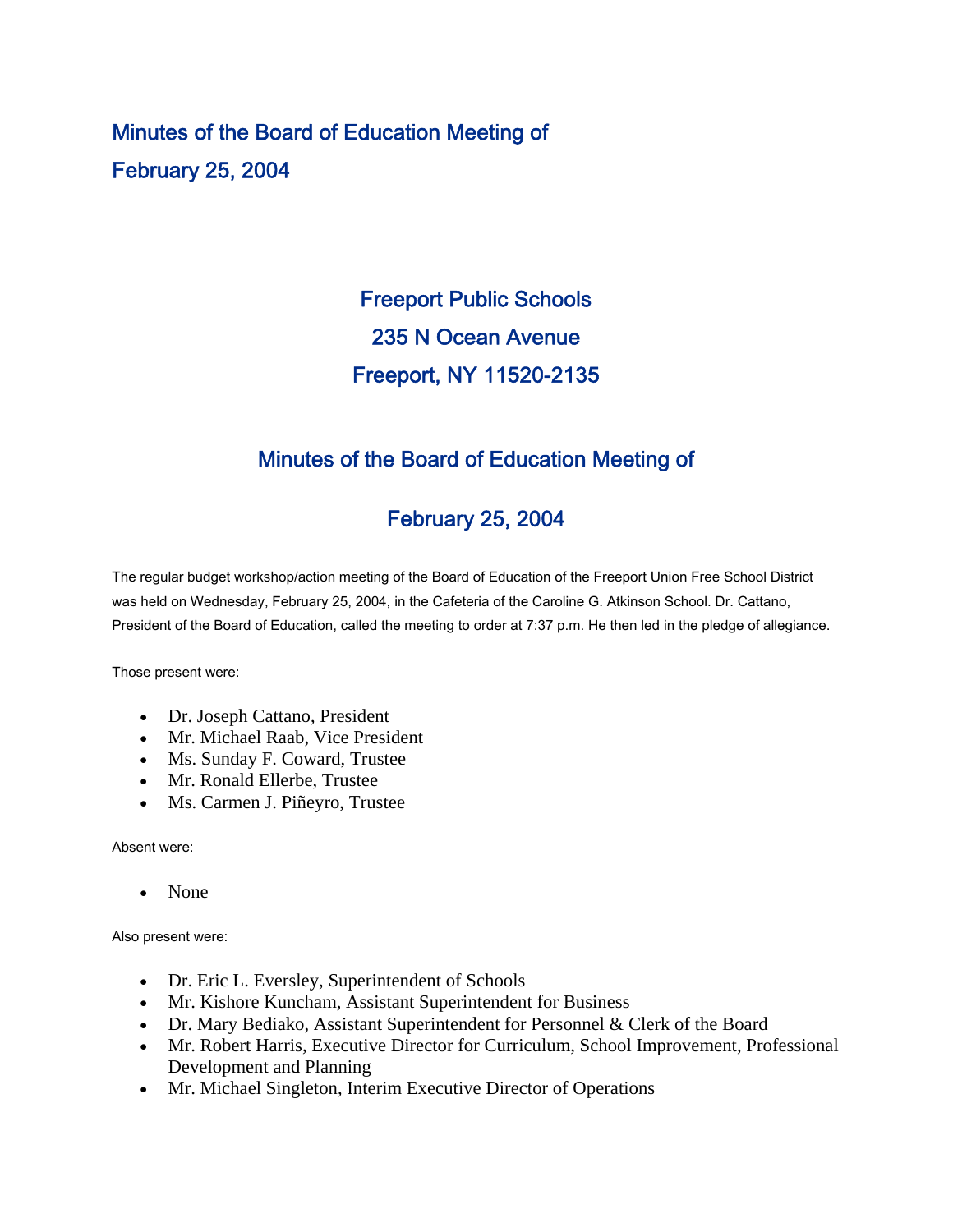# Minutes of the Board of Education Meeting of February 25, 2004

## Freeport Public Schools
## 235 N Ocean Avenue
## Freeport, NY 11520-2135

## Minutes of the Board of Education Meeting of

## February 25, 2004

The regular budget workshop/action meeting of the Board of Education of the Freeport Union Free School District was held on Wednesday, February 25, 2004, in the Cafeteria of the Caroline G. Atkinson School. Dr. Cattano, President of the Board of Education, called the meeting to order at 7:37 p.m. He then led in the pledge of allegiance.

Those present were:

- Dr. Joseph Cattano, President
- Mr. Michael Raab, Vice President
- Ms. Sunday F. Coward, Trustee
- Mr. Ronald Ellerbe, Trustee
- Ms. Carmen J. Piñeyro, Trustee

Absent were:

- None

Also present were:

- Dr. Eric L. Eversley, Superintendent of Schools
- Mr. Kishore Kuncham, Assistant Superintendent for Business
- Dr. Mary Bediako, Assistant Superintendent for Personnel & Clerk of the Board
- Mr. Robert Harris, Executive Director for Curriculum, School Improvement, Professional Development and Planning
- Mr. Michael Singleton, Interim Executive Director of Operations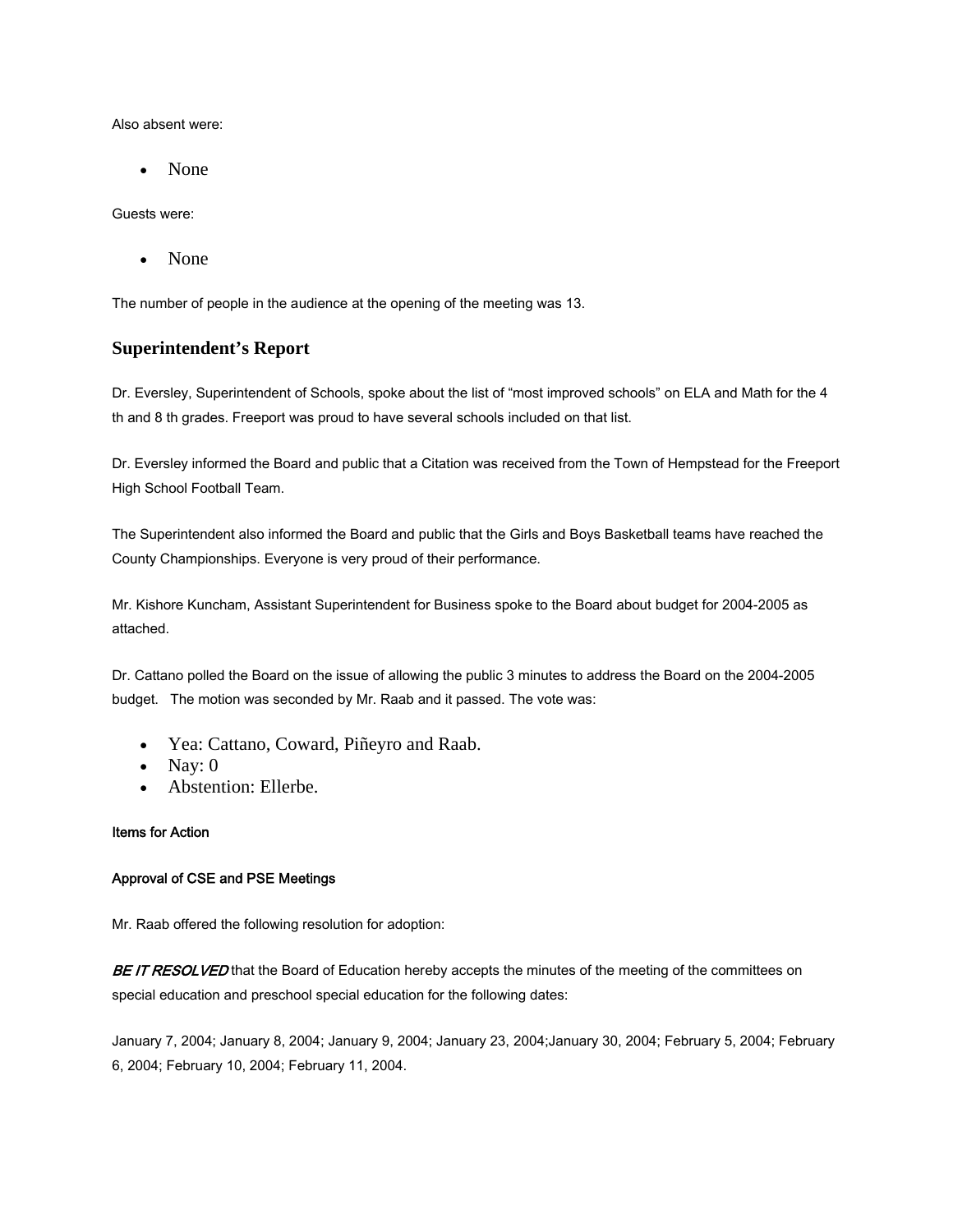Also absent were:

- None

Guests were:

- None

The number of people in the audience at the opening of the meeting was 13.

## Superintendent's Report

Dr. Eversley, Superintendent of Schools, spoke about the list of "most improved schools" on ELA and Math for the 4 th and 8 th grades. Freeport was proud to have several schools included on that list.

Dr. Eversley informed the Board and public that a Citation was received from the Town of Hempstead for the Freeport High School Football Team.

The Superintendent also informed the Board and public that the Girls and Boys Basketball teams have reached the County Championships. Everyone is very proud of their performance.

Mr. Kishore Kuncham, Assistant Superintendent for Business spoke to the Board about budget for 2004-2005 as attached.

Dr. Cattano polled the Board on the issue of allowing the public 3 minutes to address the Board on the 2004-2005 budget. The motion was seconded by Mr. Raab and it passed. The vote was:

- Yea: Cattano, Coward, Piñeyro and Raab.
- Nay: 0
- Abstention: Ellerbe.

**Items for Action**

**Approval of CSE and PSE Meetings**

Mr. Raab offered the following resolution for adoption:

***BE IT RESOLVED*** that the Board of Education hereby accepts the minutes of the meeting of the committees on special education and preschool special education for the following dates:

January 7, 2004; January 8, 2004; January 9, 2004; January 23, 2004;January 30, 2004; February 5, 2004; February 6, 2004; February 10, 2004; February 11, 2004.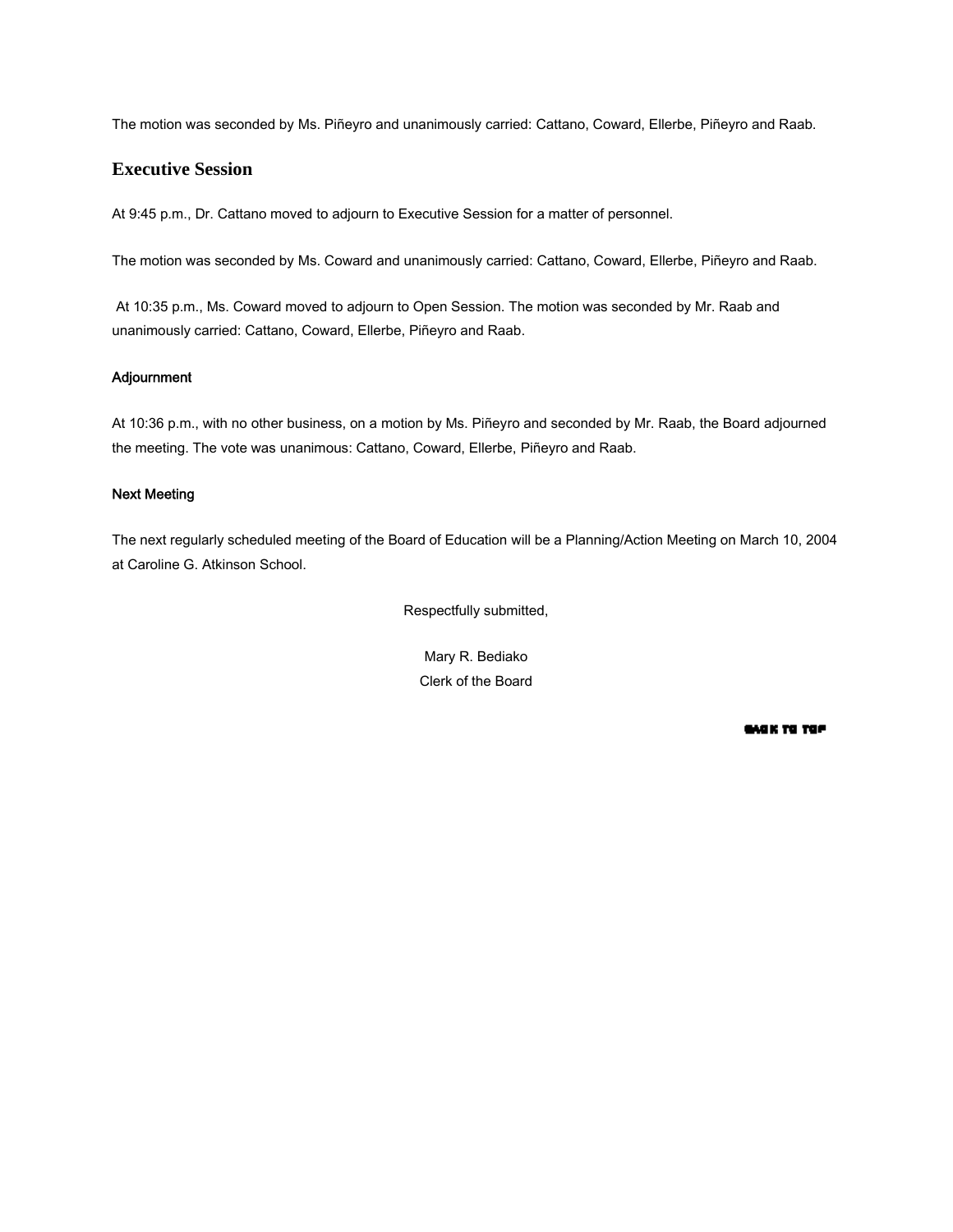The motion was seconded by Ms. Piñeyro and unanimously carried: Cattano, Coward, Ellerbe, Piñeyro and Raab.

## Executive Session

At 9:45 p.m., Dr. Cattano moved to adjourn to Executive Session for a matter of personnel.

The motion was seconded by Ms. Coward and unanimously carried: Cattano, Coward, Ellerbe, Piñeyro and Raab.

At 10:35 p.m., Ms. Coward moved to adjourn to Open Session. The motion was seconded by Mr. Raab and unanimously carried: Cattano, Coward, Ellerbe, Piñeyro and Raab.

### Adjournment

At 10:36 p.m., with no other business, on a motion by Ms. Piñeyro and seconded by Mr. Raab, the Board adjourned the meeting. The vote was unanimous: Cattano, Coward, Ellerbe, Piñeyro and Raab.

### Next Meeting

The next regularly scheduled meeting of the Board of Education will be a Planning/Action Meeting on March 10, 2004 at Caroline G. Atkinson School.

Respectfully submitted,

Mary R. Bediako
Clerk of the Board

BACK TO TOP